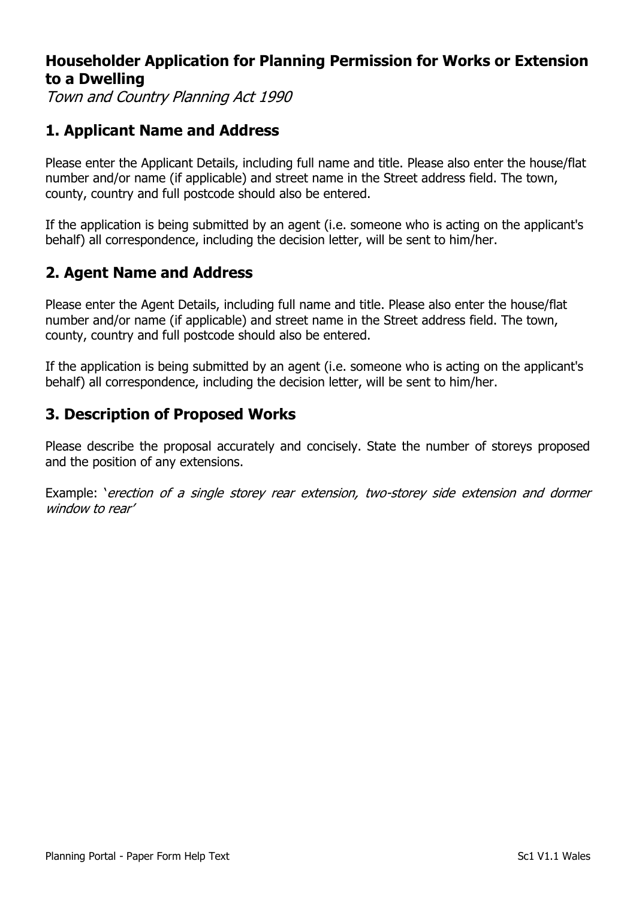# Householder Application for Planning Permission for Works or Extension to a Dwelling

*Town and Country Planning Act 1990*

## 1. Applicant Name and Address

Please enter the Applicant Details, including full name and title. Please also enter the house/flat number and/or name (if applicable) and street name in the Street address field. The town, county, country and full postcode should also be entered.

If the application is being submitted by an agent (i.e. someone who is acting on the applicant's behalf) all correspondence, including the decision letter, will be sent to him/her.

## 2. Agent Name and Address

Please enter the Agent Details, including full name and title. Please also enter the house/flat number and/or name (if applicable) and street name in the Street address field. The town, county, country and full postcode should also be entered.

If the application is being submitted by an agent (i.e. someone who is acting on the applicant's behalf) all correspondence, including the decision letter, will be sent to him/her.

## 3. Description of Proposed Works

Please describe the proposal accurately and concisely. State the number of storeys proposed and the position of any extensions.

Example: '*erection of a single storey rear extension, two-storey side extension and dormer window to rear*'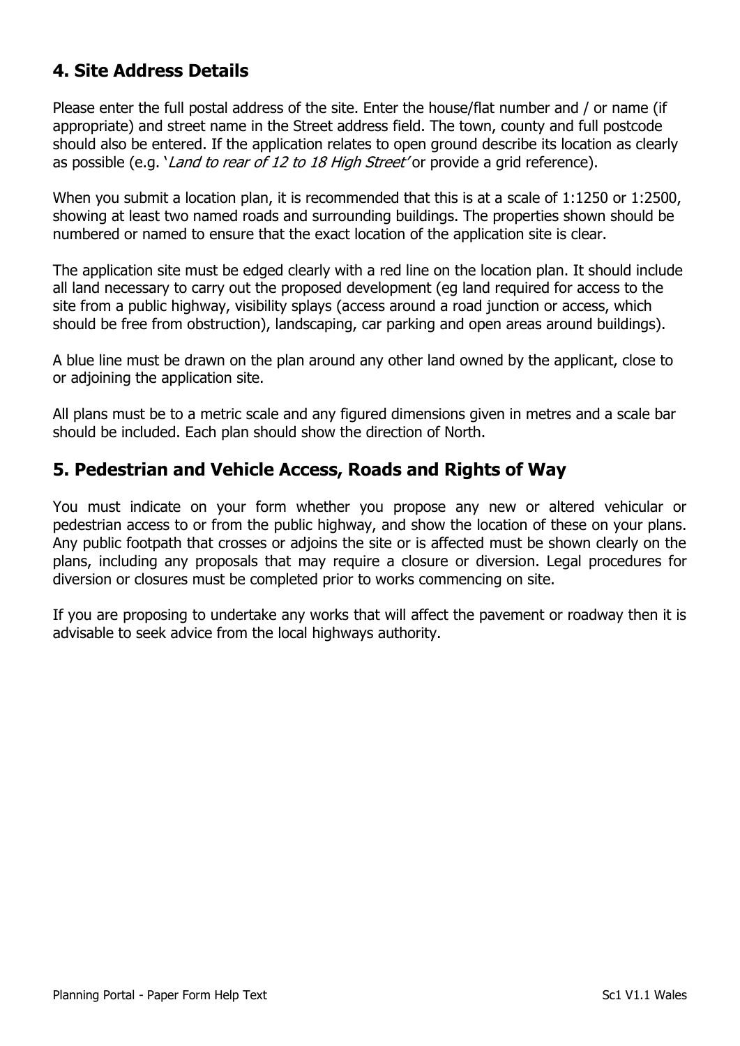## 4. Site Address Details

Please enter the full postal address of the site. Enter the house/flat number and / or name (if appropriate) and street name in the Street address field. The town, county and full postcode should also be entered. If the application relates to open ground describe its location as clearly as possible (e.g. '*Land to rear of 12 to 18 High Street'* or provide a grid reference).

When you submit a location plan, it is recommended that this is at a scale of 1:1250 or 1:2500, showing at least two named roads and surrounding buildings. The properties shown should be numbered or named to ensure that the exact location of the application site is clear.

The application site must be edged clearly with a red line on the location plan. It should include all land necessary to carry out the proposed development (eg land required for access to the site from a public highway, visibility splays (access around a road junction or access, which should be free from obstruction), landscaping, car parking and open areas around buildings).

A blue line must be drawn on the plan around any other land owned by the applicant, close to or adjoining the application site.

All plans must be to a metric scale and any figured dimensions given in metres and a scale bar should be included. Each plan should show the direction of North.

## 5. Pedestrian and Vehicle Access, Roads and Rights of Way

You must indicate on your form whether you propose any new or altered vehicular or pedestrian access to or from the public highway, and show the location of these on your plans. Any public footpath that crosses or adjoins the site or is affected must be shown clearly on the plans, including any proposals that may require a closure or diversion. Legal procedures for diversion or closures must be completed prior to works commencing on site.

If you are proposing to undertake any works that will affect the pavement or roadway then it is advisable to seek advice from the local highways authority.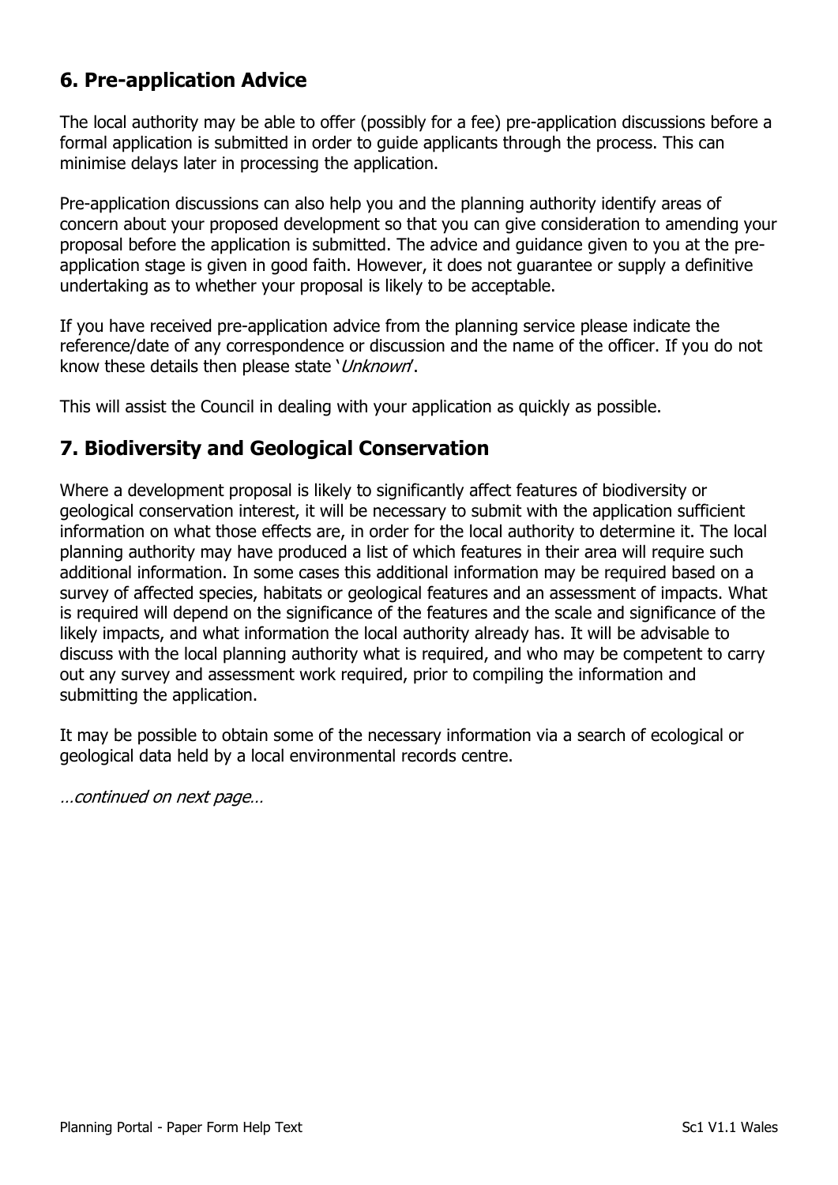## 6. Pre-application Advice

The local authority may be able to offer (possibly for a fee) pre-application discussions before a formal application is submitted in order to guide applicants through the process. This can minimise delays later in processing the application.

Pre-application discussions can also help you and the planning authority identify areas of concern about your proposed development so that you can give consideration to amending your proposal before the application is submitted. The advice and guidance given to you at the pre-application stage is given in good faith. However, it does not guarantee or supply a definitive undertaking as to whether your proposal is likely to be acceptable.

If you have received pre-application advice from the planning service please indicate the reference/date of any correspondence or discussion and the name of the officer. If you do not know these details then please state '*Unknown*'.

This will assist the Council in dealing with your application as quickly as possible.

## 7. Biodiversity and Geological Conservation

Where a development proposal is likely to significantly affect features of biodiversity or geological conservation interest, it will be necessary to submit with the application sufficient information on what those effects are, in order for the local authority to determine it. The local planning authority may have produced a list of which features in their area will require such additional information. In some cases this additional information may be required based on a survey of affected species, habitats or geological features and an assessment of impacts. What is required will depend on the significance of the features and the scale and significance of the likely impacts, and what information the local authority already has. It will be advisable to discuss with the local planning authority what is required, and who may be competent to carry out any survey and assessment work required, prior to compiling the information and submitting the application.

It may be possible to obtain some of the necessary information via a search of ecological or geological data held by a local environmental records centre.

*…continued on next page…*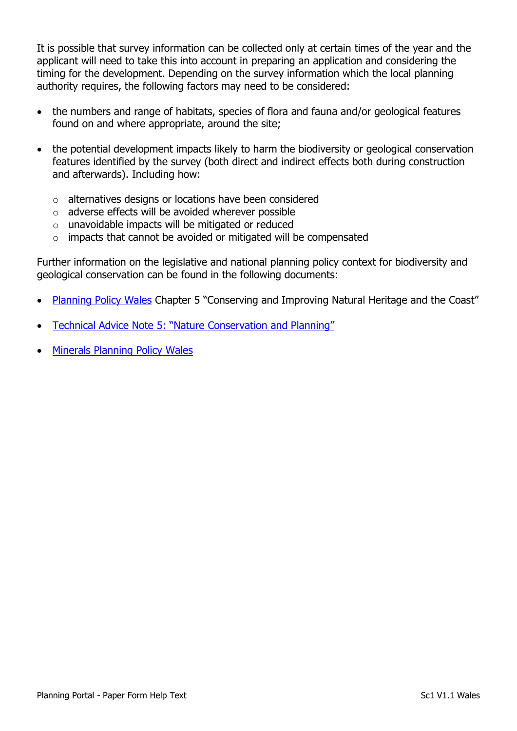It is possible that survey information can be collected only at certain times of the year and the applicant will need to take this into account in preparing an application and considering the timing for the development. Depending on the survey information which the local planning authority requires, the following factors may need to be considered:

- the numbers and range of habitats, species of flora and fauna and/or geological features found on and where appropriate, around the site;
- the potential development impacts likely to harm the biodiversity or geological conservation features identified by the survey (both direct and indirect effects both during construction and afterwards). Including how:
  - alternatives designs or locations have been considered
  - adverse effects will be avoided wherever possible
  - unavoidable impacts will be mitigated or reduced
  - impacts that cannot be avoided or mitigated will be compensated

Further information on the legislative and national planning policy context for biodiversity and geological conservation can be found in the following documents:

- Planning Policy Wales Chapter 5 "Conserving and Improving Natural Heritage and the Coast"
- Technical Advice Note 5: "Nature Conservation and Planning"
- Minerals Planning Policy Wales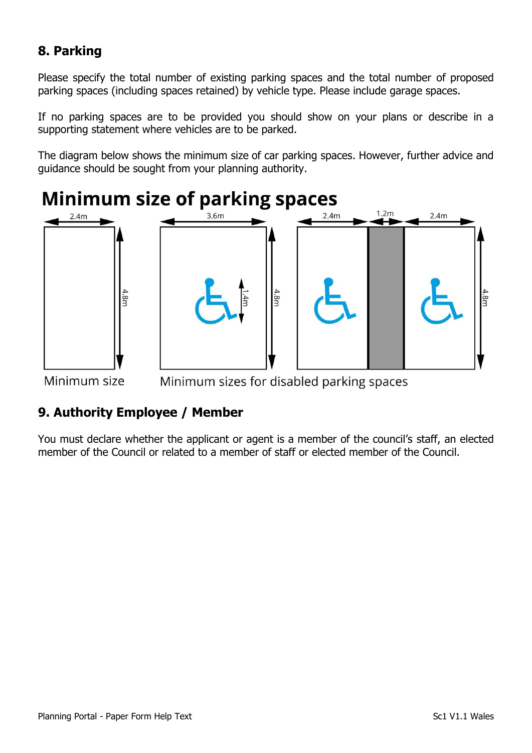## 8. Parking

Please specify the total number of existing parking spaces and the total number of proposed parking spaces (including spaces retained) by vehicle type. Please include garage spaces.

If no parking spaces are to be provided you should show on your plans or describe in a supporting statement where vehicles are to be parked.

The diagram below shows the minimum size of car parking spaces. However, further advice and guidance should be sought from your planning authority.

**Minimum size of parking spaces**

2.4m | 4.8m | 3.6m | 1.4m | 4.8m | 2.4m | 1.2m | 2.4m | 4.8m

Minimum size

Minimum sizes for disabled parking spaces

## 9. Authority Employee / Member

You must declare whether the applicant or agent is a member of the council's staff, an elected member of the Council or related to a member of staff or elected member of the Council.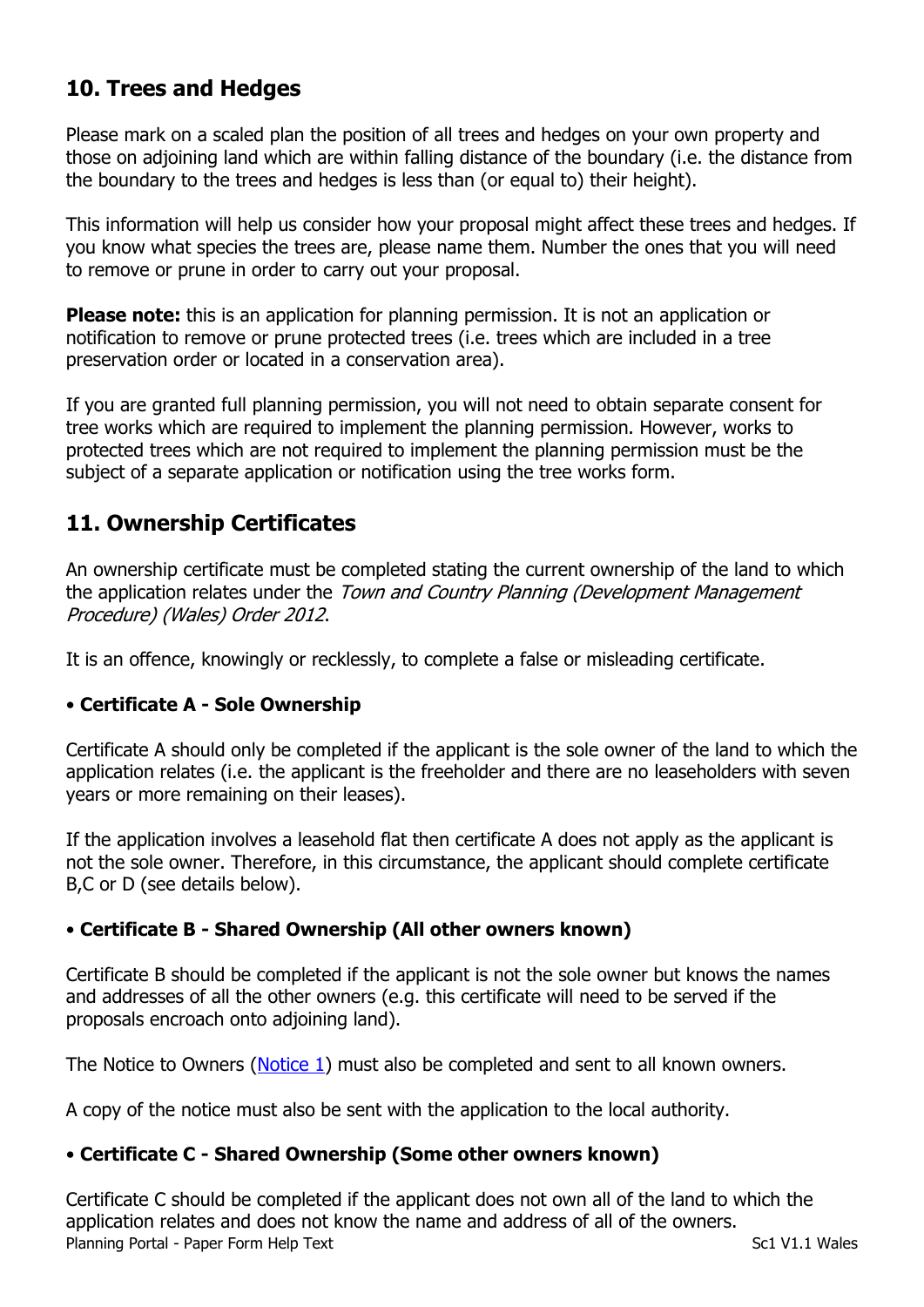## 10. Trees and Hedges

Please mark on a scaled plan the position of all trees and hedges on your own property and those on adjoining land which are within falling distance of the boundary (i.e. the distance from the boundary to the trees and hedges is less than (or equal to) their height).

This information will help us consider how your proposal might affect these trees and hedges. If you know what species the trees are, please name them. Number the ones that you will need to remove or prune in order to carry out your proposal.

**Please note:** this is an application for planning permission. It is not an application or notification to remove or prune protected trees (i.e. trees which are included in a tree preservation order or located in a conservation area).

If you are granted full planning permission, you will not need to obtain separate consent for tree works which are required to implement the planning permission. However, works to protected trees which are not required to implement the planning permission must be the subject of a separate application or notification using the tree works form.

## 11. Ownership Certificates

An ownership certificate must be completed stating the current ownership of the land to which the application relates under the *Town and Country Planning (Development Management Procedure) (Wales) Order 2012*.

It is an offence, knowingly or recklessly, to complete a false or misleading certificate.

### • Certificate A - Sole Ownership

Certificate A should only be completed if the applicant is the sole owner of the land to which the application relates (i.e. the applicant is the freeholder and there are no leaseholders with seven years or more remaining on their leases).

If the application involves a leasehold flat then certificate A does not apply as the applicant is not the sole owner. Therefore, in this circumstance, the applicant should complete certificate B,C or D (see details below).

### • Certificate B - Shared Ownership (All other owners known)

Certificate B should be completed if the applicant is not the sole owner but knows the names and addresses of all the other owners (e.g. this certificate will need to be served if the proposals encroach onto adjoining land).

The Notice to Owners (Notice 1) must also be completed and sent to all known owners.

A copy of the notice must also be sent with the application to the local authority.

### • Certificate C - Shared Ownership (Some other owners known)

Certificate C should be completed if the applicant does not own all of the land to which the application relates and does not know the name and address of all of the owners.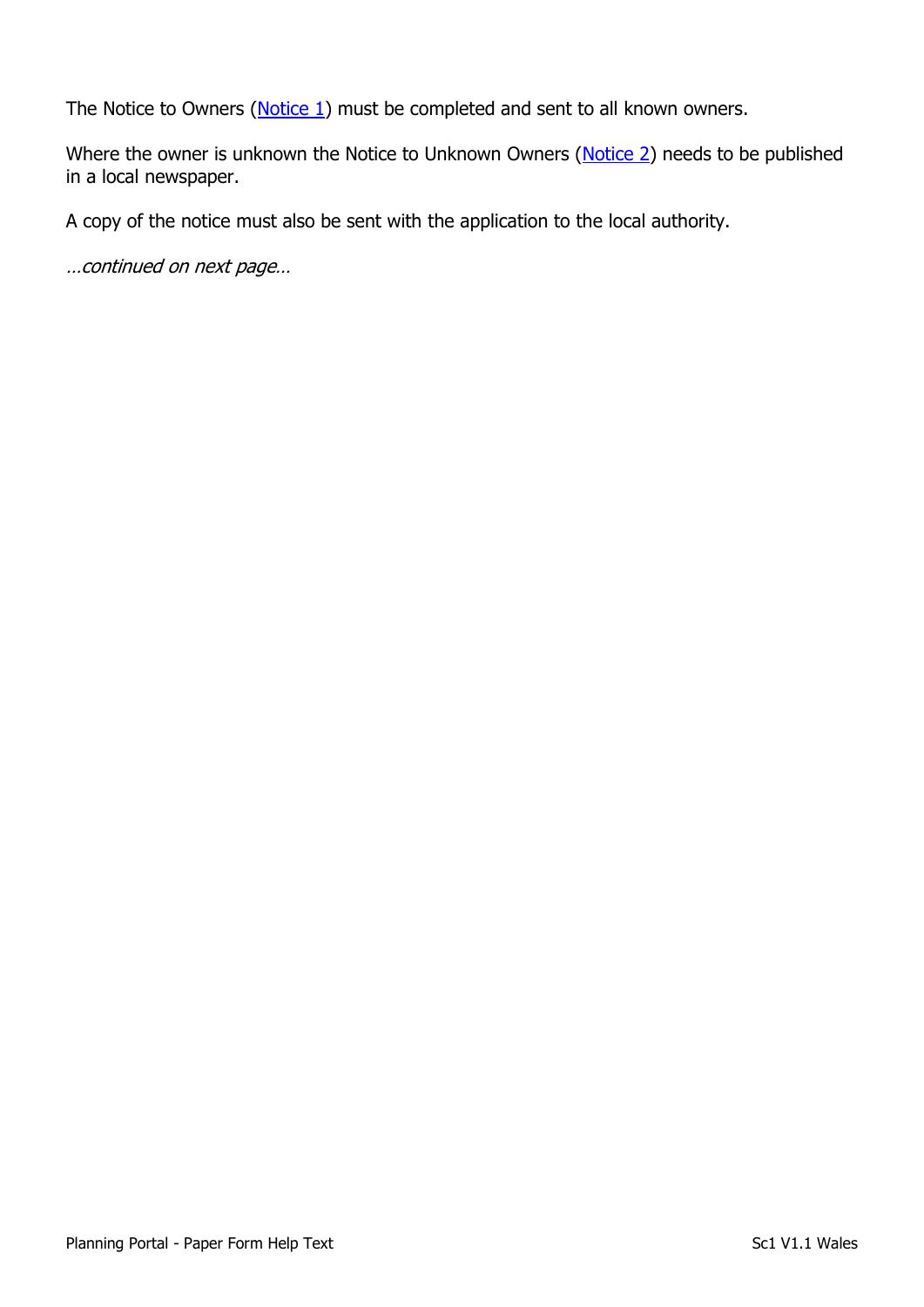The Notice to Owners ([Notice 1]) must be completed and sent to all known owners.

Where the owner is unknown the Notice to Unknown Owners ([Notice 2]) needs to be published in a local newspaper.

A copy of the notice must also be sent with the application to the local authority.

*…continued on next page…*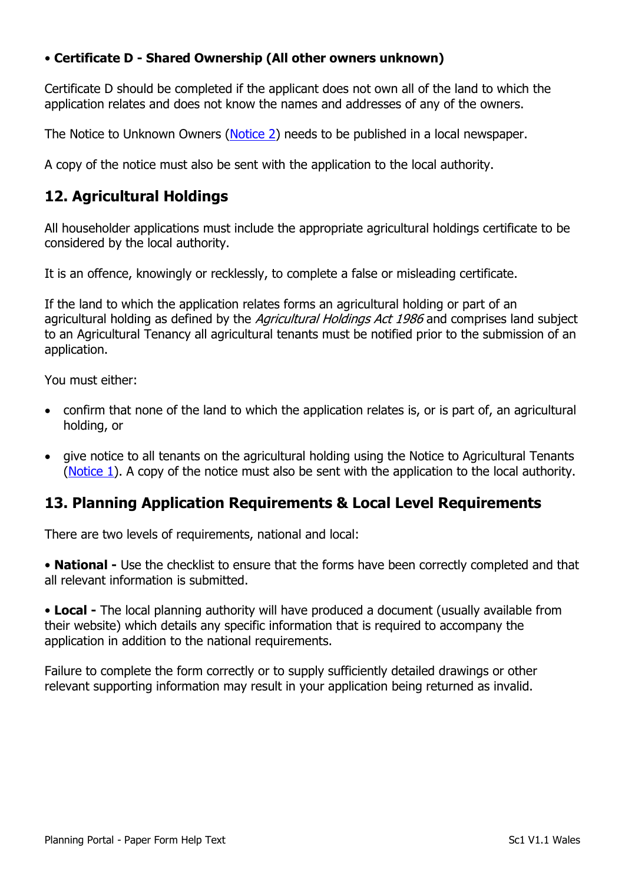• **Certificate D - Shared Ownership (All other owners unknown)**

Certificate D should be completed if the applicant does not own all of the land to which the application relates and does not know the names and addresses of any of the owners.

The Notice to Unknown Owners (Notice 2) needs to be published in a local newspaper.

A copy of the notice must also be sent with the application to the local authority.

## 12. Agricultural Holdings

All householder applications must include the appropriate agricultural holdings certificate to be considered by the local authority.

It is an offence, knowingly or recklessly, to complete a false or misleading certificate.

If the land to which the application relates forms an agricultural holding or part of an agricultural holding as defined by the *Agricultural Holdings Act 1986* and comprises land subject to an Agricultural Tenancy all agricultural tenants must be notified prior to the submission of an application.

You must either:

- confirm that none of the land to which the application relates is, or is part of, an agricultural holding, or
- give notice to all tenants on the agricultural holding using the Notice to Agricultural Tenants (Notice 1). A copy of the notice must also be sent with the application to the local authority.

## 13. Planning Application Requirements & Local Level Requirements

There are two levels of requirements, national and local:

• **National -** Use the checklist to ensure that the forms have been correctly completed and that all relevant information is submitted.

• **Local -** The local planning authority will have produced a document (usually available from their website) which details any specific information that is required to accompany the application in addition to the national requirements.

Failure to complete the form correctly or to supply sufficiently detailed drawings or other relevant supporting information may result in your application being returned as invalid.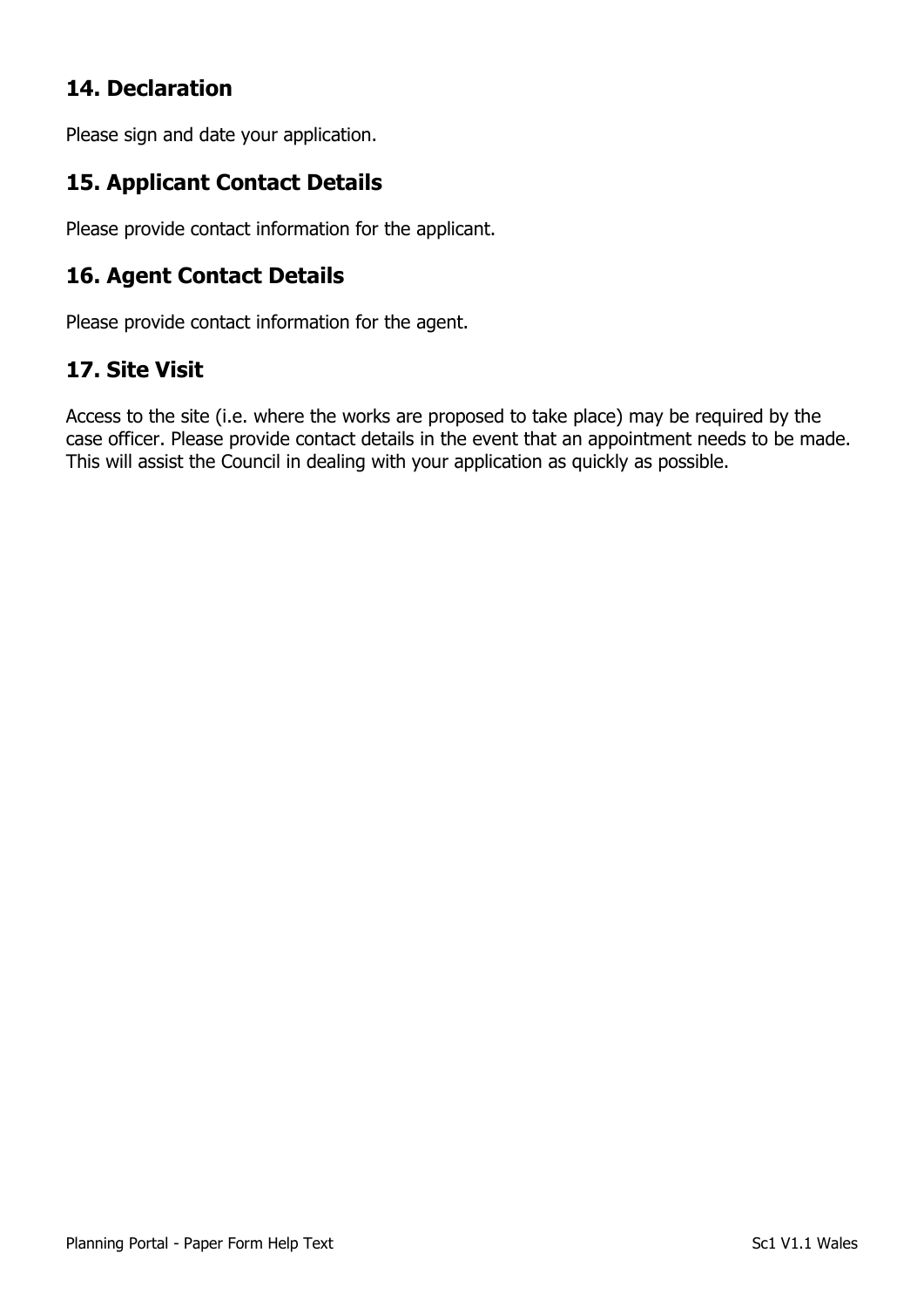## 14. Declaration

Please sign and date your application.

## 15. Applicant Contact Details

Please provide contact information for the applicant.

## 16. Agent Contact Details

Please provide contact information for the agent.

## 17. Site Visit

Access to the site (i.e. where the works are proposed to take place) may be required by the case officer. Please provide contact details in the event that an appointment needs to be made. This will assist the Council in dealing with your application as quickly as possible.